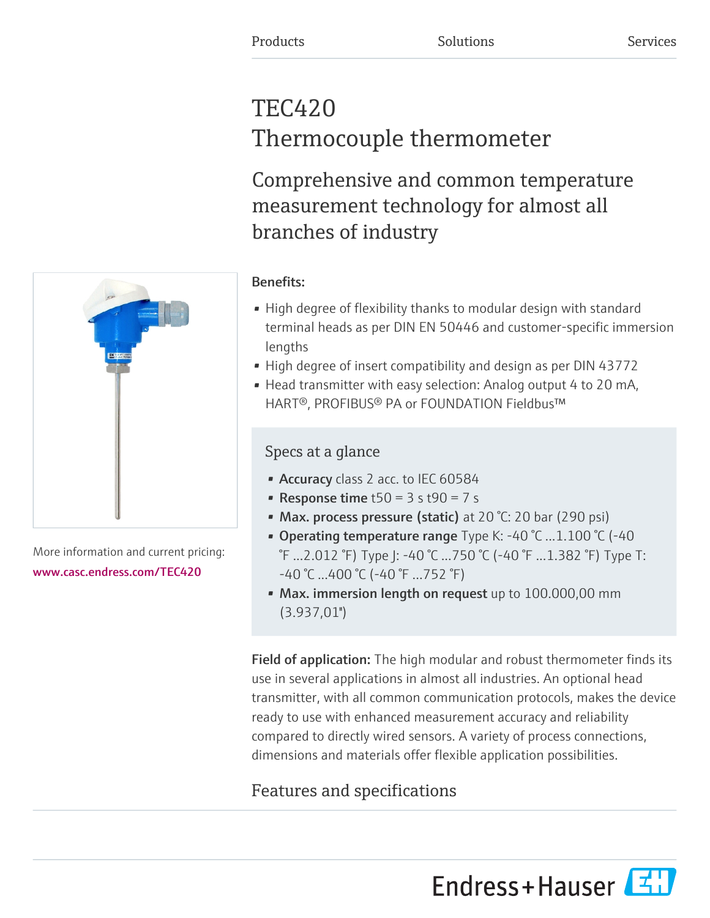Products Solutions Services

# TEC420
# Thermocouple thermometer

## Comprehensive and common temperature measurement technology for almost all branches of industry

More information and current pricing:
www.casc.endress.com/TEC420

**Benefits:**

- High degree of flexibility thanks to modular design with standard terminal heads as per DIN EN 50446 and customer-specific immersion lengths
- High degree of insert compatibility and design as per DIN 43772
- Head transmitter with easy selection: Analog output 4 to 20 mA, HART®, PROFIBUS® PA or FOUNDATION Fieldbus™

### Specs at a glance

- **Accuracy** class 2 acc. to IEC 60584
- **Response time** t50 = 3 s t90 = 7 s
- **Max. process pressure (static)** at 20 °C: 20 bar (290 psi)
- **Operating temperature range** Type K: -40 °C ...1.100 °C (-40 °F ...2.012 °F) Type J: -40 °C ...750 °C (-40 °F ...1.382 °F) Type T: -40 °C ...400 °C (-40 °F ...752 °F)
- **Max. immersion length on request** up to 100.000,00 mm (3.937,01")

**Field of application:** The high modular and robust thermometer finds its use in several applications in almost all industries. An optional head transmitter, with all common communication protocols, makes the device ready to use with enhanced measurement accuracy and reliability compared to directly wired sensors. A variety of process connections, dimensions and materials offer flexible application possibilities.

## Features and specifications

Endress+Hauser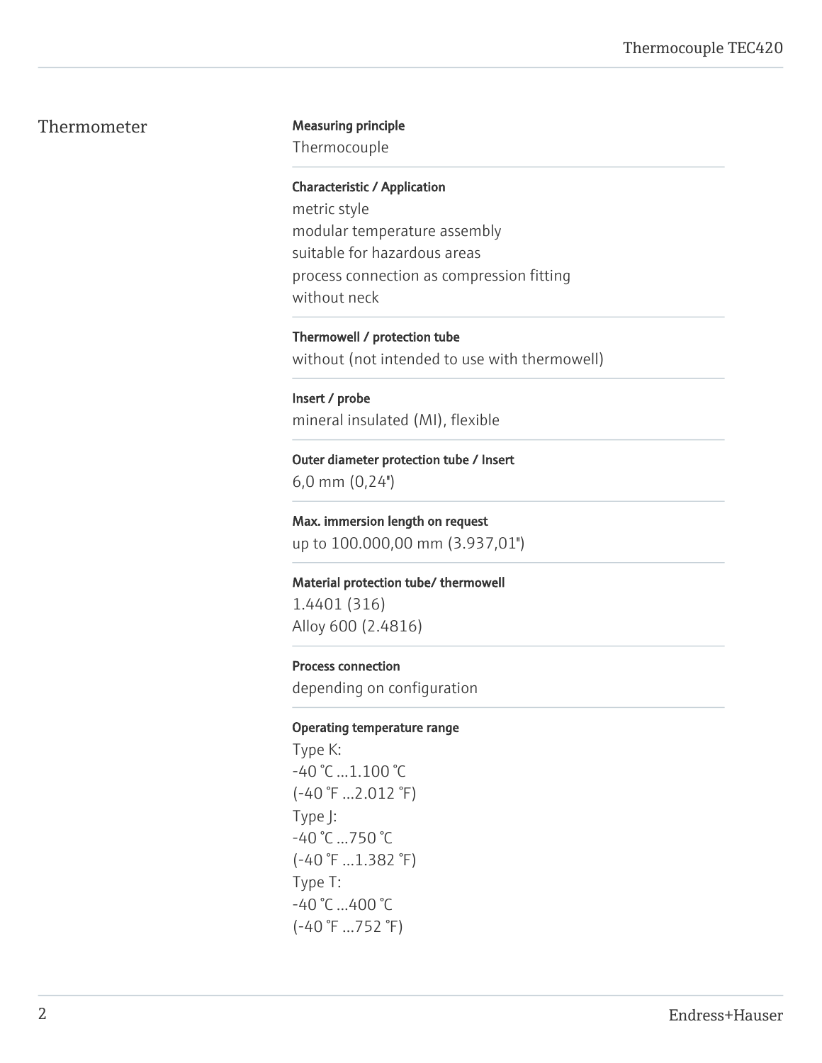## Thermometer

**Measuring principle**

Thermocouple

**Characteristic / Application**

metric style
modular temperature assembly
suitable for hazardous areas
process connection as compression fitting
without neck

**Thermowell / protection tube**

without (not intended to use with thermowell)

**Insert / probe**

mineral insulated (MI), flexible

**Outer diameter protection tube / Insert**

6,0 mm (0,24")

**Max. immersion length on request**

up to 100.000,00 mm (3.937,01")

**Material protection tube/ thermowell**

1.4401 (316)
Alloy 600 (2.4816)

**Process connection**

depending on configuration

**Operating temperature range**

Type K:
-40 °C ...1.100 °C
(-40 °F ...2.012 °F)
Type J:
-40 °C ...750 °C
(-40 °F ...1.382 °F)
Type T:
-40 °C ...400 °C
(-40 °F ...752 °F)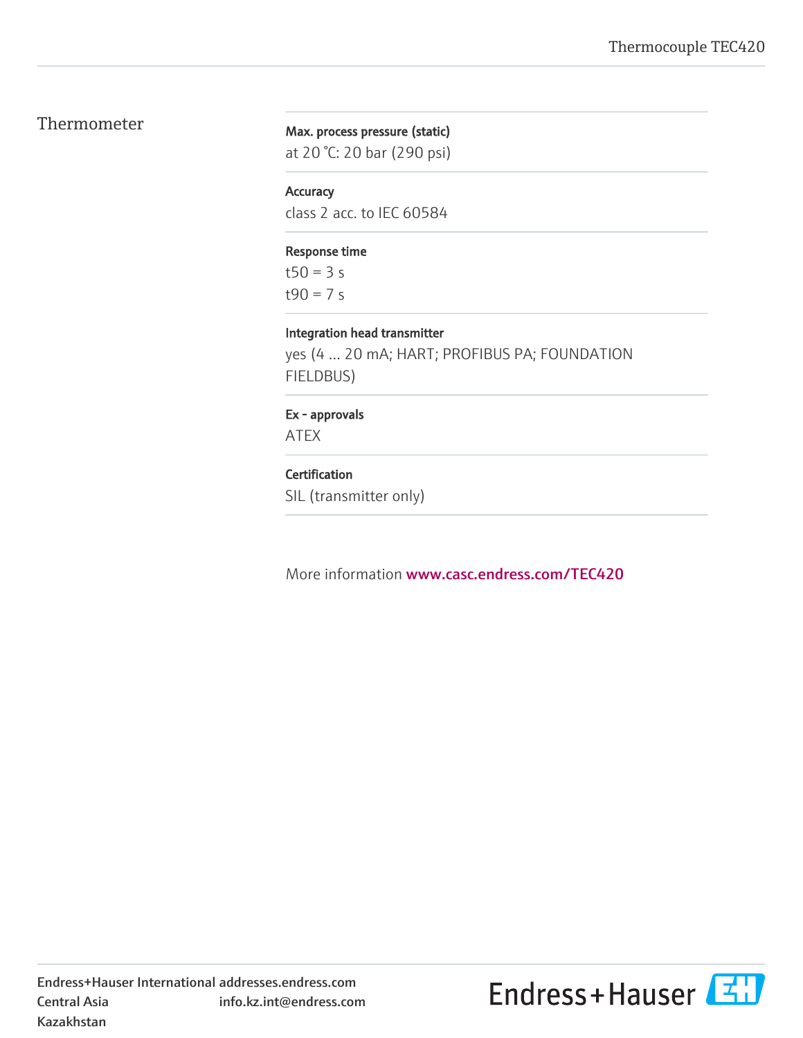## Thermometer

**Max. process pressure (static)**
at 20 °C: 20 bar (290 psi)

**Accuracy**
class 2 acc. to IEC 60584

**Response time**
t50 = 3 s
t90 = 7 s

**Integration head transmitter**
yes (4 ... 20 mA; HART; PROFIBUS PA; FOUNDATION FIELDBUS)

**Ex - approvals**
ATEX

**Certification**
SIL (transmitter only)

More information **www.casc.endress.com/TEC420**

Endress+Hauser International addresses.endress.com
Central Asia info.kz.int@endress.com
Kazakhstan